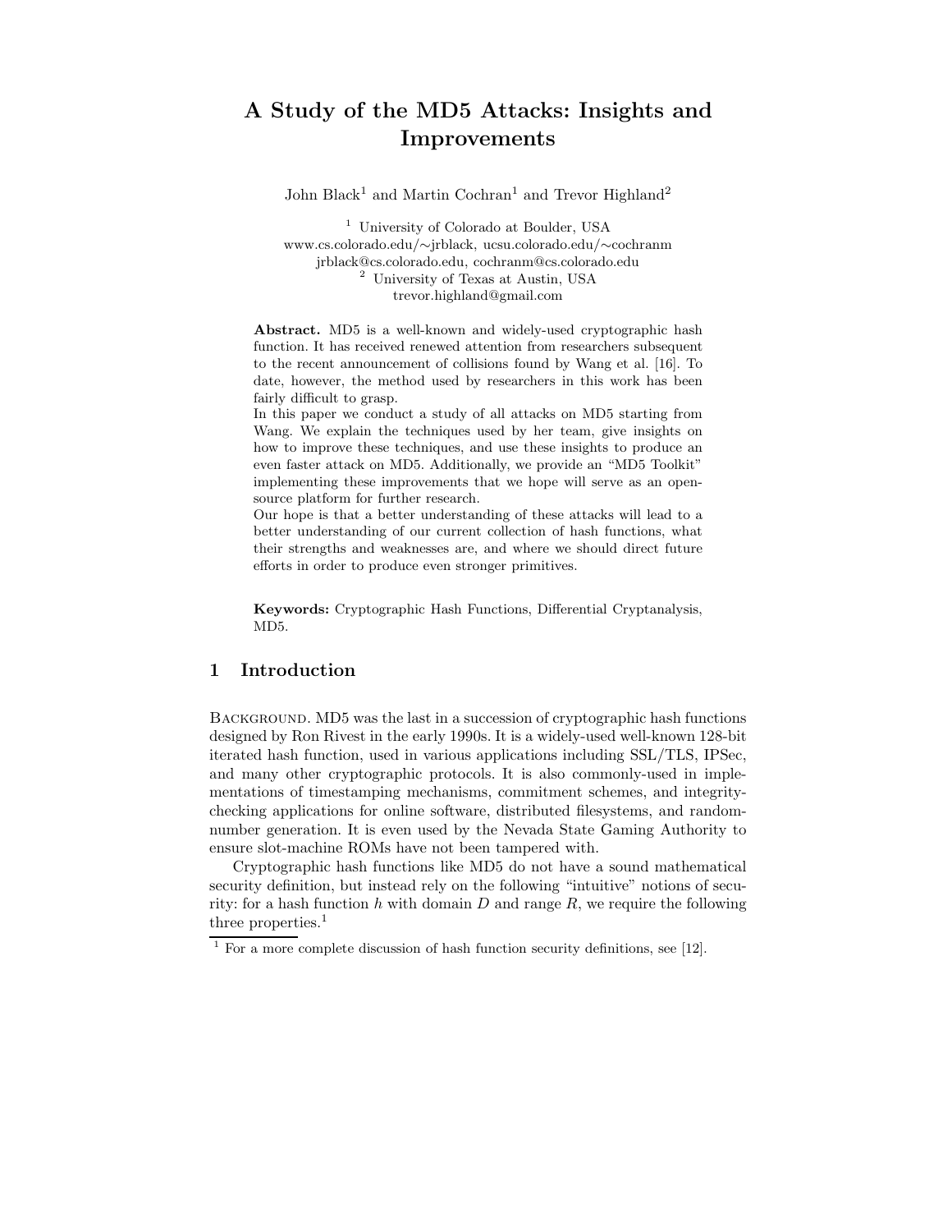# A Study of the MD5 Attacks: Insights and Improvements

John Black[1] and Martin Cochran[1] and Trevor Highland[2]

[1] University of Colorado at Boulder, USA
www.cs.colorado.edu/∼jrblack, ucsu.colorado.edu/∼cochranm
jrblack@cs.colorado.edu, cochranm@cs.colorado.edu
[2] University of Texas at Austin, USA
trevor.highland@gmail.com

**Abstract.** MD5 is a well-known and widely-used cryptographic hash function. It has received renewed attention from researchers subsequent to the recent announcement of collisions found by Wang et al. [16]. To date, however, the method used by researchers in this work has been fairly difficult to grasp.

In this paper we conduct a study of all attacks on MD5 starting from Wang. We explain the techniques used by her team, give insights on how to improve these techniques, and use these insights to produce an even faster attack on MD5. Additionally, we provide an "MD5 Toolkit" implementing these improvements that we hope will serve as an open-source platform for further research.

Our hope is that a better understanding of these attacks will lead to a better understanding of our current collection of hash functions, what their strengths and weaknesses are, and where we should direct future efforts in order to produce even stronger primitives.

**Keywords:** Cryptographic Hash Functions, Differential Cryptanalysis, MD5.

## 1 Introduction

Background. MD5 was the last in a succession of cryptographic hash functions designed by Ron Rivest in the early 1990s. It is a widely-used well-known 128-bit iterated hash function, used in various applications including SSL/TLS, IPSec, and many other cryptographic protocols. It is also commonly-used in implementations of timestamping mechanisms, commitment schemes, and integrity-checking applications for online software, distributed filesystems, and random-number generation. It is even used by the Nevada State Gaming Authority to ensure slot-machine ROMs have not been tampered with.

Cryptographic hash functions like MD5 do not have a sound mathematical security definition, but instead rely on the following "intuitive" notions of security: for a hash function $h$ with domain $D$ and range $R$, we require the following three properties.[1]

[1] For a more complete discussion of hash function security definitions, see [12].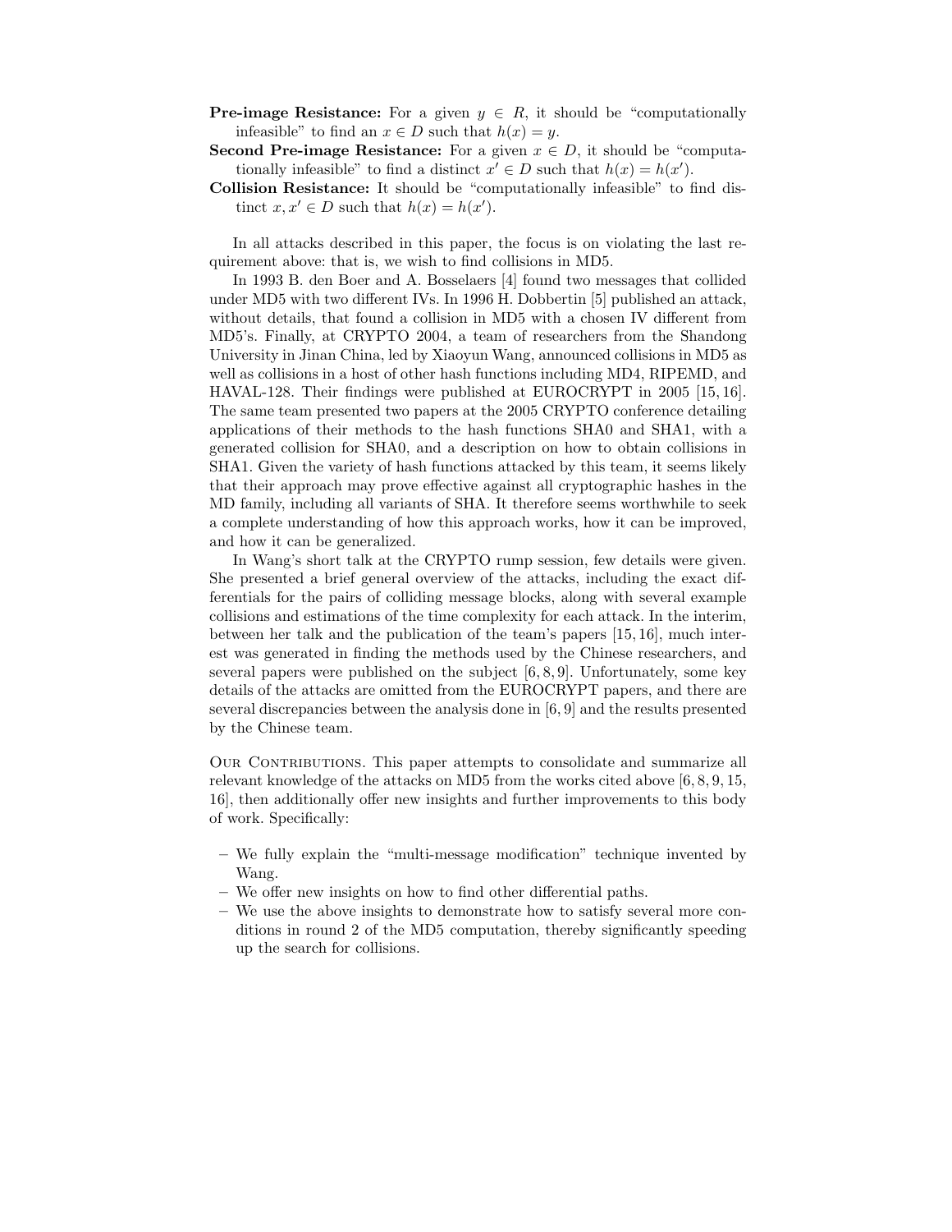**Pre-image Resistance:** For a given $y \in R$, it should be "computationally infeasible" to find an $x \in D$ such that $h(x) = y$.

**Second Pre-image Resistance:** For a given $x \in D$, it should be "computationally infeasible" to find a distinct $x' \in D$ such that $h(x) = h(x')$.

**Collision Resistance:** It should be "computationally infeasible" to find distinct $x, x' \in D$ such that $h(x) = h(x')$.

In all attacks described in this paper, the focus is on violating the last requirement above: that is, we wish to find collisions in MD5.

In 1993 B. den Boer and A. Bosselaers [4] found two messages that collided under MD5 with two different IVs. In 1996 H. Dobbertin [5] published an attack, without details, that found a collision in MD5 with a chosen IV different from MD5's. Finally, at CRYPTO 2004, a team of researchers from the Shandong University in Jinan China, led by Xiaoyun Wang, announced collisions in MD5 as well as collisions in a host of other hash functions including MD4, RIPEMD, and HAVAL-128. Their findings were published at EUROCRYPT in 2005 [15, 16]. The same team presented two papers at the 2005 CRYPTO conference detailing applications of their methods to the hash functions SHA0 and SHA1, with a generated collision for SHA0, and a description on how to obtain collisions in SHA1. Given the variety of hash functions attacked by this team, it seems likely that their approach may prove effective against all cryptographic hashes in the MD family, including all variants of SHA. It therefore seems worthwhile to seek a complete understanding of how this approach works, how it can be improved, and how it can be generalized.

In Wang's short talk at the CRYPTO rump session, few details were given. She presented a brief general overview of the attacks, including the exact differentials for the pairs of colliding message blocks, along with several example collisions and estimations of the time complexity for each attack. In the interim, between her talk and the publication of the team's papers [15, 16], much interest was generated in finding the methods used by the Chinese researchers, and several papers were published on the subject [6, 8, 9]. Unfortunately, some key details of the attacks are omitted from the EUROCRYPT papers, and there are several discrepancies between the analysis done in [6, 9] and the results presented by the Chinese team.

Our Contributions. This paper attempts to consolidate and summarize all relevant knowledge of the attacks on MD5 from the works cited above [6, 8, 9, 15, 16], then additionally offer new insights and further improvements to this body of work. Specifically:

- We fully explain the "multi-message modification" technique invented by Wang.
- We offer new insights on how to find other differential paths.
- We use the above insights to demonstrate how to satisfy several more conditions in round 2 of the MD5 computation, thereby significantly speeding up the search for collisions.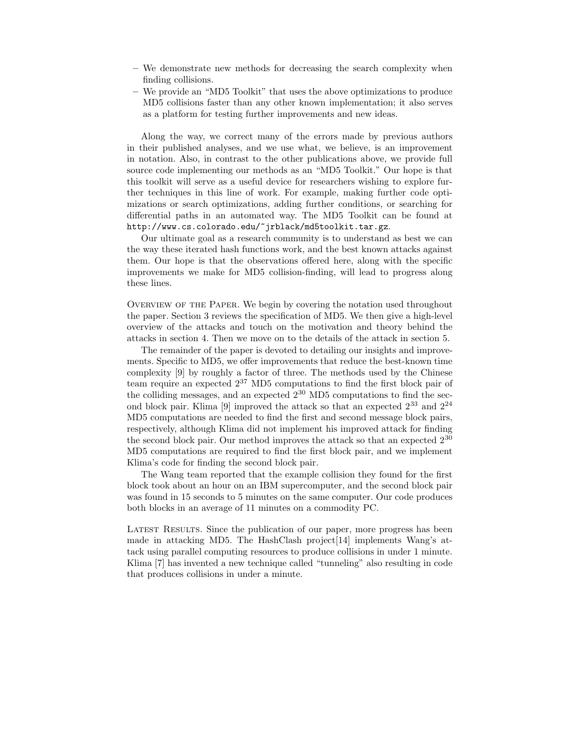- We demonstrate new methods for decreasing the search complexity when finding collisions.
- We provide an "MD5 Toolkit" that uses the above optimizations to produce MD5 collisions faster than any other known implementation; it also serves as a platform for testing further improvements and new ideas.

Along the way, we correct many of the errors made by previous authors in their published analyses, and we use what, we believe, is an improvement in notation. Also, in contrast to the other publications above, we provide full source code implementing our methods as an "MD5 Toolkit." Our hope is that this toolkit will serve as a useful device for researchers wishing to explore further techniques in this line of work. For example, making further code optimizations or search optimizations, adding further conditions, or searching for differential paths in an automated way. The MD5 Toolkit can be found at `http://www.cs.colorado.edu/~jrblack/md5toolkit.tar.gz`.

Our ultimate goal as a research community is to understand as best we can the way these iterated hash functions work, and the best known attacks against them. Our hope is that the observations offered here, along with the specific improvements we make for MD5 collision-finding, will lead to progress along these lines.

Overview of the Paper. We begin by covering the notation used throughout the paper. Section 3 reviews the specification of MD5. We then give a high-level overview of the attacks and touch on the motivation and theory behind the attacks in section 4. Then we move on to the details of the attack in section 5.

The remainder of the paper is devoted to detailing our insights and improvements. Specific to MD5, we offer improvements that reduce the best-known time complexity [9] by roughly a factor of three. The methods used by the Chinese team require an expected $2^{37}$ MD5 computations to find the first block pair of the colliding messages, and an expected $2^{30}$ MD5 computations to find the second block pair. Klima [9] improved the attack so that an expected $2^{33}$ and $2^{24}$ MD5 computations are needed to find the first and second message block pairs, respectively, although Klima did not implement his improved attack for finding the second block pair. Our method improves the attack so that an expected $2^{30}$ MD5 computations are required to find the first block pair, and we implement Klima's code for finding the second block pair.

The Wang team reported that the example collision they found for the first block took about an hour on an IBM supercomputer, and the second block pair was found in 15 seconds to 5 minutes on the same computer. Our code produces both blocks in an average of 11 minutes on a commodity PC.

Latest Results. Since the publication of our paper, more progress has been made in attacking MD5. The HashClash project[14] implements Wang's attack using parallel computing resources to produce collisions in under 1 minute. Klima [7] has invented a new technique called "tunneling" also resulting in code that produces collisions in under a minute.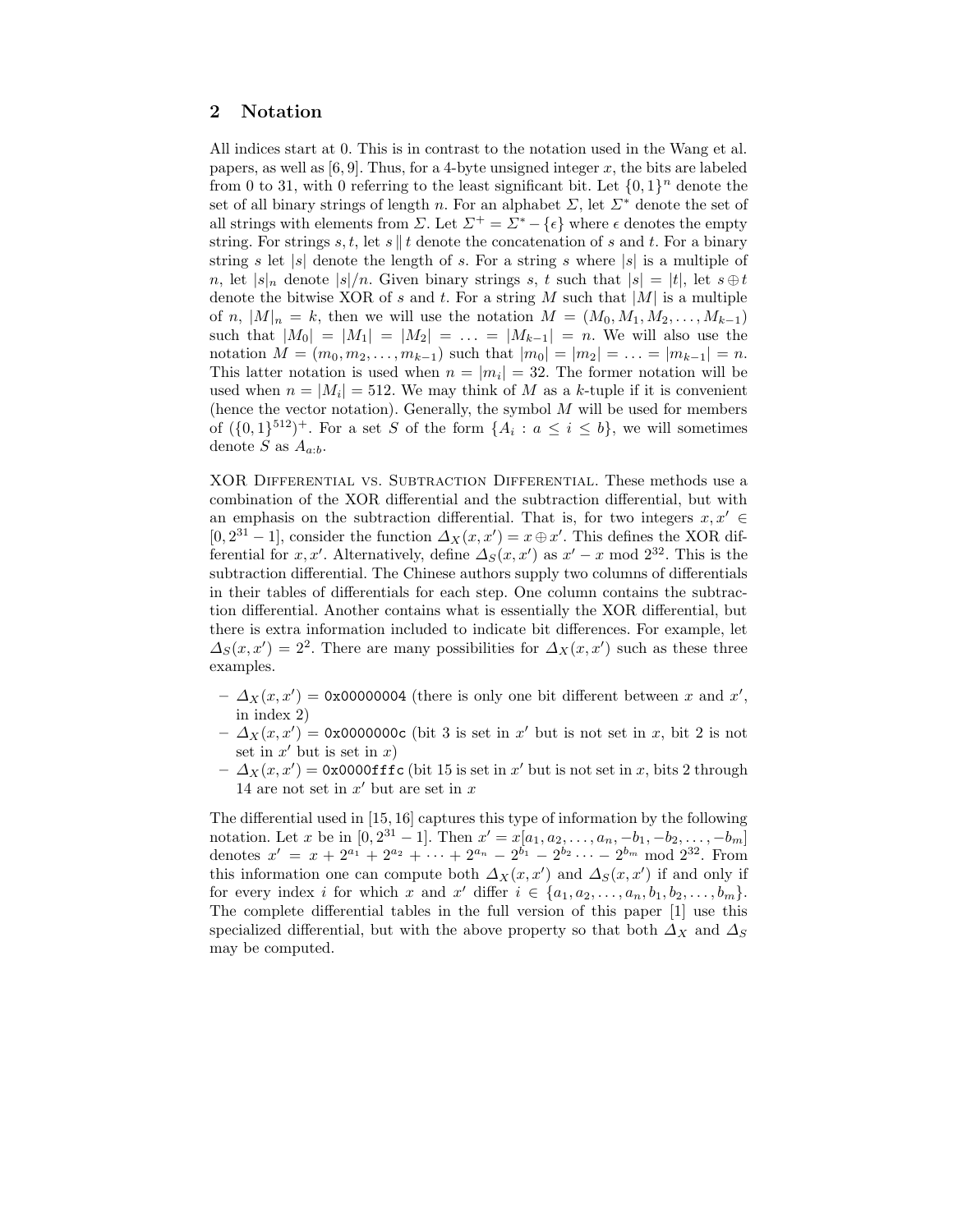## 2 Notation

All indices start at 0. This is in contrast to the notation used in the Wang et al. papers, as well as [6, 9]. Thus, for a 4-byte unsigned integer $x$, the bits are labeled from 0 to 31, with 0 referring to the least significant bit. Let $\{0,1\}^n$ denote the set of all binary strings of length $n$. For an alphabet $\Sigma$, let $\Sigma^*$ denote the set of all strings with elements from $\Sigma$. Let $\Sigma^+ = \Sigma^* - \{\epsilon\}$ where $\epsilon$ denotes the empty string. For strings $s, t$, let $s \| t$ denote the concatenation of $s$ and $t$. For a binary string $s$ let $|s|$ denote the length of $s$. For a string $s$ where $|s|$ is a multiple of $n$, let $|s|_n$ denote $|s|/n$. Given binary strings $s$, $t$ such that $|s| = |t|$, let $s \oplus t$ denote the bitwise XOR of $s$ and $t$. For a string $M$ such that $|M|$ is a multiple of $n$, $|M|_n = k$, then we will use the notation $M = (M_0, M_1, M_2, \ldots, M_{k-1})$ such that $|M_0| = |M_1| = |M_2| = \ldots = |M_{k-1}| = n$. We will also use the notation $M = (m_0, m_2, \ldots, m_{k-1})$ such that $|m_0| = |m_2| = \ldots = |m_{k-1}| = n$. This latter notation is used when $n = |m_i| = 32$. The former notation will be used when $n = |M_i| = 512$. We may think of $M$ as a $k$-tuple if it is convenient (hence the vector notation). Generally, the symbol $M$ will be used for members of $(\{0,1\}^{512})^+$. For a set $S$ of the form $\{A_i : a \leq i \leq b\}$, we will sometimes denote $S$ as $A_{a:b}$.

XOR Differential vs. Subtraction Differential. These methods use a combination of the XOR differential and the subtraction differential, but with an emphasis on the subtraction differential. That is, for two integers $x, x' \in [0, 2^{31}-1]$, consider the function $\Delta_X(x, x') = x \oplus x'$. This defines the XOR differential for $x, x'$. Alternatively, define $\Delta_S(x, x')$ as $x' - x \bmod 2^{32}$. This is the subtraction differential. The Chinese authors supply two columns of differentials in their tables of differentials for each step. One column contains the subtraction differential. Another contains what is essentially the XOR differential, but there is extra information included to indicate bit differences. For example, let $\Delta_S(x, x') = 2^2$. There are many possibilities for $\Delta_X(x, x')$ such as these three examples.

- $\Delta_X(x, x') =$ `0x00000004` (there is only one bit different between $x$ and $x'$, in index 2)
- $\Delta_X(x, x') =$ `0x0000000c` (bit 3 is set in $x'$ but is not set in $x$, bit 2 is not set in $x'$ but is set in $x$)
- $\Delta_X(x, x') =$ `0x0000fffc` (bit 15 is set in $x'$ but is not set in $x$, bits 2 through 14 are not set in $x'$ but are set in $x$

The differential used in [15, 16] captures this type of information by the following notation. Let $x$ be in $[0, 2^{31}-1]$. Then $x' = x[a_1, a_2, \ldots, a_n, -b_1, -b_2, \ldots, -b_m]$ denotes $x' = x + 2^{a_1} + 2^{a_2} + \cdots + 2^{a_n} - 2^{b_1} - 2^{b_2} \cdots - 2^{b_m} \bmod 2^{32}$. From this information one can compute both $\Delta_X(x, x')$ and $\Delta_S(x, x')$ if and only if for every index $i$ for which $x$ and $x'$ differ $i \in \{a_1, a_2, \ldots, a_n, b_1, b_2, \ldots, b_m\}$. The complete differential tables in the full version of this paper [1] use this specialized differential, but with the above property so that both $\Delta_X$ and $\Delta_S$ may be computed.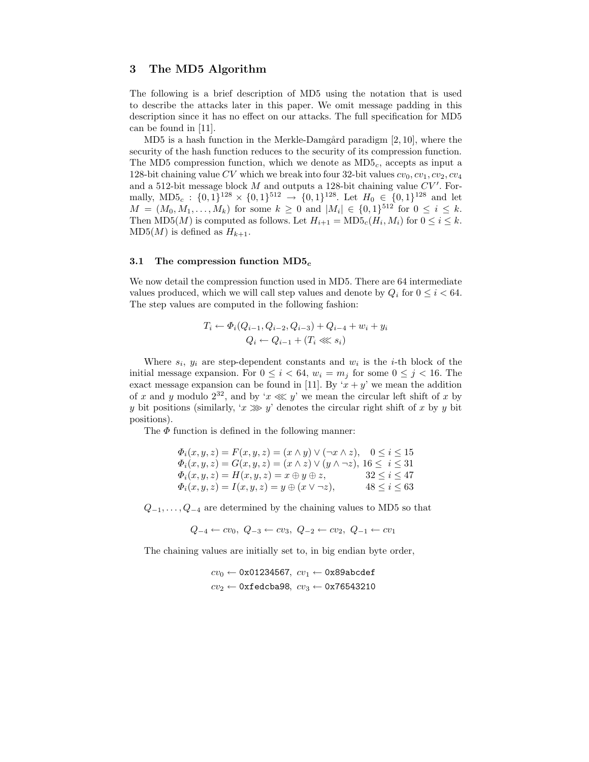## 3 The MD5 Algorithm

The following is a brief description of MD5 using the notation that is used to describe the attacks later in this paper. We omit message padding in this description since it has no effect on our attacks. The full specification for MD5 can be found in [11].

MD5 is a hash function in the Merkle-Damgård paradigm [2, 10], where the security of the hash function reduces to the security of its compression function. The MD5 compression function, which we denote as $\text{MD5}_c$, accepts as input a 128-bit chaining value $CV$ which we break into four 32-bit values $cv_0, cv_1, cv_2, cv_4$ and a 512-bit message block $M$ and outputs a 128-bit chaining value $CV'$. Formally, $\text{MD5}_c : \{0,1\}^{128} \times \{0,1\}^{512} \rightarrow \{0,1\}^{128}$. Let $H_0 \in \{0,1\}^{128}$ and let $M = (M_0, M_1, \ldots, M_k)$ for some $k \geq 0$ and $|M_i| \in \{0,1\}^{512}$ for $0 \leq i \leq k$. Then $\text{MD5}(M)$ is computed as follows. Let $H_{i+1} = \text{MD5}_c(H_i, M_i)$ for $0 \leq i \leq k$. $\text{MD5}(M)$ is defined as $H_{k+1}$.

### 3.1 The compression function $\text{MD5}_c$

We now detail the compression function used in MD5. There are 64 intermediate values produced, which we will call step values and denote by $Q_i$ for $0 \leq i < 64$. The step values are computed in the following fashion:

$$T_i \leftarrow \Phi_i(Q_{i-1}, Q_{i-2}, Q_{i-3}) + Q_{i-4} + w_i + y_i$$
$$Q_i \leftarrow Q_{i-1} + (T_i \lll s_i)$$

Where $s_i$, $y_i$ are step-dependent constants and $w_i$ is the $i$-th block of the initial message expansion. For $0 \leq i < 64$, $w_i = m_j$ for some $0 \leq j < 16$. The exact message expansion can be found in [11]. By '$x + y$' we mean the addition of $x$ and $y$ modulo $2^{32}$, and by '$x \lll y$' we mean the circular left shift of $x$ by $y$ bit positions (similarly, '$x \ggg y$' denotes the circular right shift of $x$ by $y$ bit positions).

The $\Phi$ function is defined in the following manner:

$$\begin{aligned}
\Phi_i(x, y, z) &= F(x, y, z) = (x \wedge y) \vee (\neg x \wedge z), & 0 \leq i \leq 15 \\
\Phi_i(x, y, z) &= G(x, y, z) = (x \wedge z) \vee (y \wedge \neg z), & 16 \leq i \leq 31 \\
\Phi_i(x, y, z) &= H(x, y, z) = x \oplus y \oplus z, & 32 \leq i \leq 47 \\
\Phi_i(x, y, z) &= I(x, y, z) = y \oplus (x \vee \neg z), & 48 \leq i \leq 63
\end{aligned}$$

$Q_{-1}, \ldots, Q_{-4}$ are determined by the chaining values to MD5 so that

$$Q_{-4} \leftarrow cv_0,\ Q_{-3} \leftarrow cv_3,\ Q_{-2} \leftarrow cv_2,\ Q_{-1} \leftarrow cv_1$$

The chaining values are initially set to, in big endian byte order,

$$cv_0 \leftarrow \texttt{0x01234567},\ cv_1 \leftarrow \texttt{0x89abcdef}$$
$$cv_2 \leftarrow \texttt{0xfedcba98},\ cv_3 \leftarrow \texttt{0x76543210}$$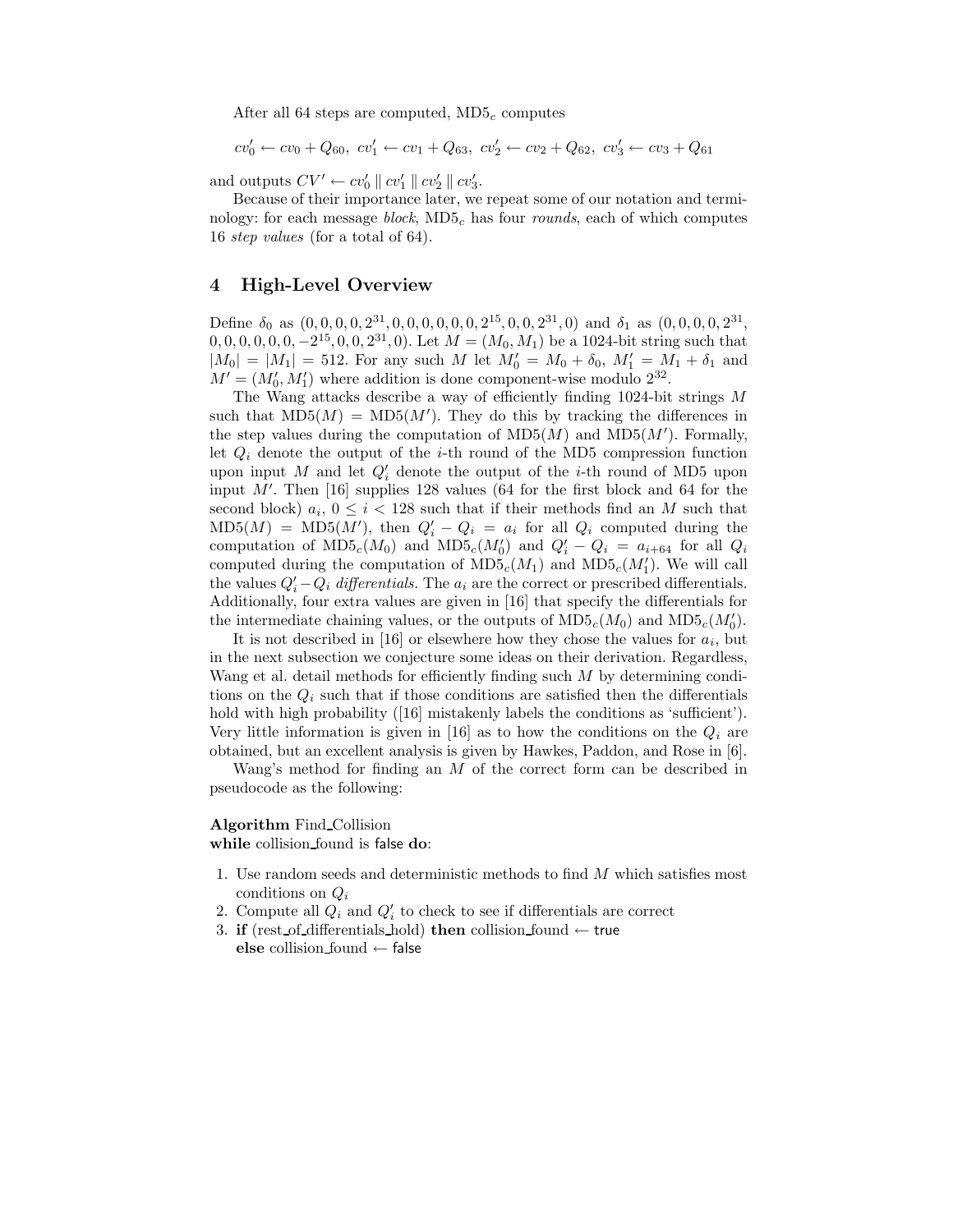After all 64 steps are computed, $\text{MD5}_c$ computes

$$cv'_0 \leftarrow cv_0 + Q_{60},\ cv'_1 \leftarrow cv_1 + Q_{63},\ cv'_2 \leftarrow cv_2 + Q_{62},\ cv'_3 \leftarrow cv_3 + Q_{61}$$

and outputs $CV' \leftarrow cv'_0 \parallel cv'_1 \parallel cv'_2 \parallel cv'_3$.

Because of their importance later, we repeat some of our notation and terminology: for each message *block*, $\text{MD5}_c$ has four *rounds*, each of which computes 16 *step values* (for a total of 64).

## 4 High-Level Overview

Define $\delta_0$ as $(0, 0, 0, 0, 2^{31}, 0, 0, 0, 0, 0, 0, 2^{15}, 0, 0, 2^{31}, 0)$ and $\delta_1$ as $(0, 0, 0, 0, 2^{31}, 0, 0, 0, 0, 0, 0, -2^{15}, 0, 0, 2^{31}, 0)$. Let $M = (M_0, M_1)$ be a 1024-bit string such that $|M_0| = |M_1| = 512$. For any such $M$ let $M'_0 = M_0 + \delta_0$, $M'_1 = M_1 + \delta_1$ and $M' = (M'_0, M'_1)$ where addition is done component-wise modulo $2^{32}$.

The Wang attacks describe a way of efficiently finding 1024-bit strings $M$ such that $\text{MD5}(M) = \text{MD5}(M')$. They do this by tracking the differences in the step values during the computation of $\text{MD5}(M)$ and $\text{MD5}(M')$. Formally, let $Q_i$ denote the output of the $i$-th round of the MD5 compression function upon input $M$ and let $Q'_i$ denote the output of the $i$-th round of MD5 upon input $M'$. Then [16] supplies 128 values (64 for the first block and 64 for the second block) $a_i$, $0 \leq i < 128$ such that if their methods find an $M$ such that $\text{MD5}(M) = \text{MD5}(M')$, then $Q'_i - Q_i = a_i$ for all $Q_i$ computed during the computation of $\text{MD5}_c(M_0)$ and $\text{MD5}_c(M'_0)$ and $Q'_i - Q_i = a_{i+64}$ for all $Q_i$ computed during the computation of $\text{MD5}_c(M_1)$ and $\text{MD5}_c(M'_1)$. We will call the values $Q'_i - Q_i$ *differentials*. The $a_i$ are the correct or prescribed differentials. Additionally, four extra values are given in [16] that specify the differentials for the intermediate chaining values, or the outputs of $\text{MD5}_c(M_0)$ and $\text{MD5}_c(M'_0)$.

It is not described in [16] or elsewhere how they chose the values for $a_i$, but in the next subsection we conjecture some ideas on their derivation. Regardless, Wang et al. detail methods for efficiently finding such $M$ by determining conditions on the $Q_i$ such that if those conditions are satisfied then the differentials hold with high probability ([16] mistakenly labels the conditions as 'sufficient'). Very little information is given in [16] as to how the conditions on the $Q_i$ are obtained, but an excellent analysis is given by Hawkes, Paddon, and Rose in [6].

Wang's method for finding an $M$ of the correct form can be described in pseudocode as the following:

**Algorithm** Find_Collision
**while** collision_found is false **do**:

1. Use random seeds and deterministic methods to find $M$ which satisfies most conditions on $Q_i$
2. Compute all $Q_i$ and $Q'_i$ to check to see if differentials are correct
3. **if** (rest_of_differentials_hold) **then** collision_found ← true
   **else** collision_found ← false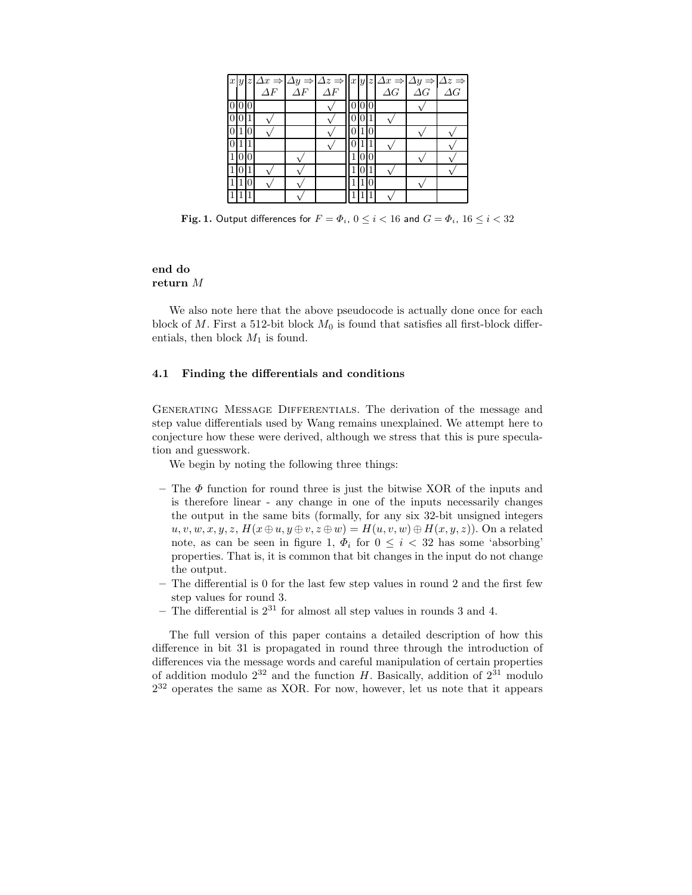| $x$ | $y$ | $z$ | $\Delta x \Rightarrow \Delta F$ | $\Delta y \Rightarrow \Delta F$ | $\Delta z \Rightarrow \Delta F$ | $x$ | $y$ | $z$ | $\Delta x \Rightarrow \Delta G$ | $\Delta y \Rightarrow \Delta G$ | $\Delta z \Rightarrow \Delta G$ |
|---|---|---|---|---|---|---|---|---|---|---|---|
| 0 | 0 | 0 | | | √ | 0 | 0 | 0 | | √ | |
| 0 | 0 | 1 | √ | | √ | 0 | 0 | 1 | √ | | |
| 0 | 1 | 0 | √ | | √ | 0 | 1 | 0 | | √ | √ |
| 0 | 1 | 1 | | | √ | 0 | 1 | 1 | √ | | √ |
| 1 | 0 | 0 | | √ | | 1 | 0 | 0 | | √ | √ |
| 1 | 0 | 1 | √ | √ | | 1 | 0 | 1 | √ | | √ |
| 1 | 1 | 0 | √ | √ | | 1 | 1 | 0 | | √ | |
| 1 | 1 | 1 | | √ | | 1 | 1 | 1 | √ | | |

**Fig. 1.** Output differences for $F = \Phi_i$, $0 \leq i < 16$ and $G = \Phi_i$, $16 \leq i < 32$

**end do**
**return** $M$

We also note here that the above pseudocode is actually done once for each block of $M$. First a 512-bit block $M_0$ is found that satisfies all first-block differentials, then block $M_1$ is found.

### 4.1 Finding the differentials and conditions

Generating Message Differentials. The derivation of the message and step value differentials used by Wang remains unexplained. We attempt here to conjecture how these were derived, although we stress that this is pure speculation and guesswork.

We begin by noting the following three things:

- The $\Phi$ function for round three is just the bitwise XOR of the inputs and is therefore linear - any change in one of the inputs necessarily changes the output in the same bits (formally, for any six 32-bit unsigned integers $u, v, w, x, y, z$, $H(x \oplus u, y \oplus v, z \oplus w) = H(u, v, w) \oplus H(x, y, z)$). On a related note, as can be seen in figure 1, $\Phi_i$ for $0 \leq i < 32$ has some 'absorbing' properties. That is, it is common that bit changes in the input do not change the output.
- The differential is 0 for the last few step values in round 2 and the first few step values for round 3.
- The differential is $2^{31}$ for almost all step values in rounds 3 and 4.

The full version of this paper contains a detailed description of how this difference in bit 31 is propagated in round three through the introduction of differences via the message words and careful manipulation of certain properties of addition modulo $2^{32}$ and the function $H$. Basically, addition of $2^{31}$ modulo $2^{32}$ operates the same as XOR. For now, however, let us note that it appears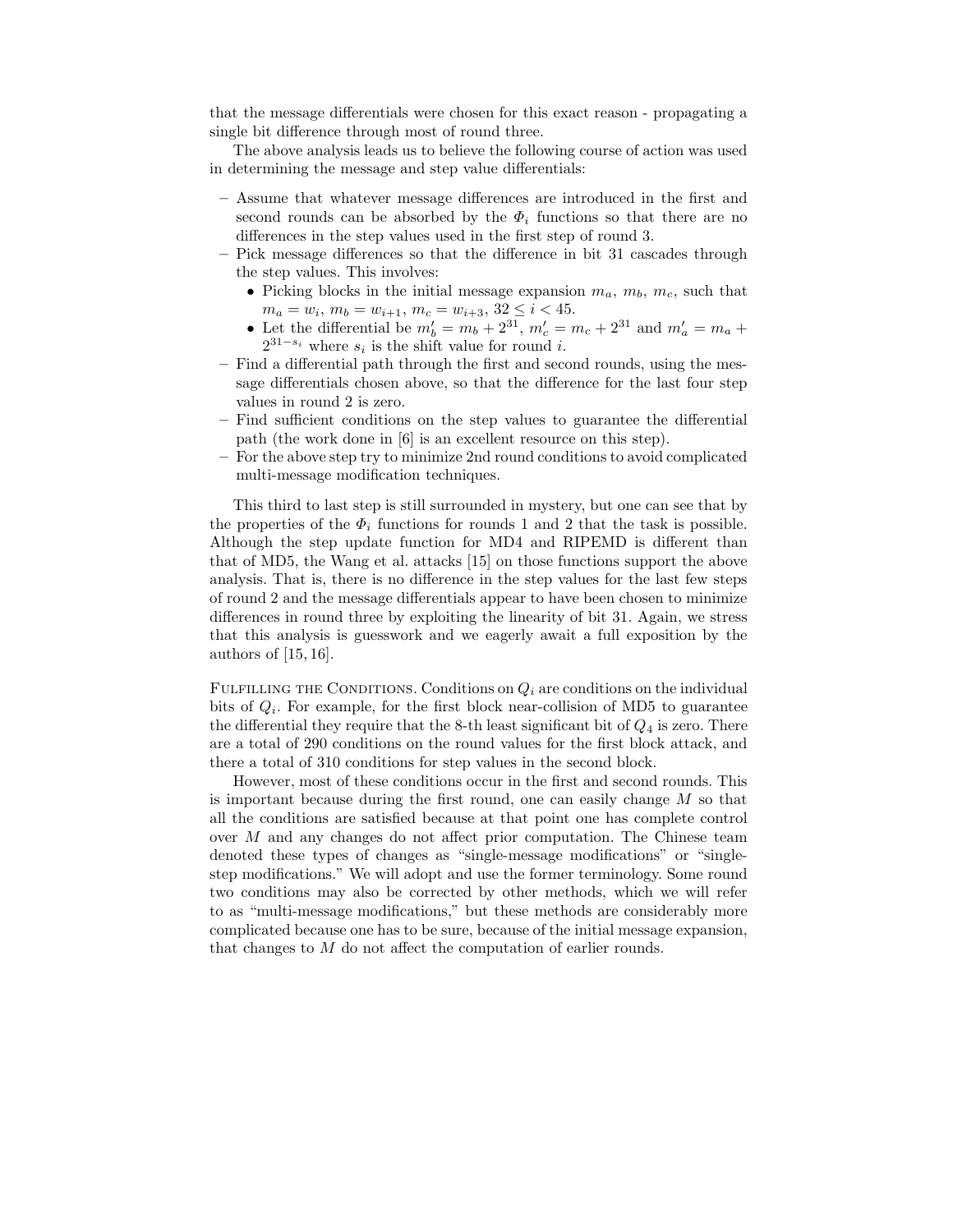that the message differentials were chosen for this exact reason - propagating a single bit difference through most of round three.

The above analysis leads us to believe the following course of action was used in determining the message and step value differentials:

- Assume that whatever message differences are introduced in the first and second rounds can be absorbed by the $\Phi_i$ functions so that there are no differences in the step values used in the first step of round 3.
- Pick message differences so that the difference in bit 31 cascades through the step values. This involves:
  - Picking blocks in the initial message expansion $m_a$, $m_b$, $m_c$, such that $m_a = w_i$, $m_b = w_{i+1}$, $m_c = w_{i+3}$, $32 \leq i < 45$.
  - Let the differential be $m'_b = m_b + 2^{31}$, $m'_c = m_c + 2^{31}$ and $m'_a = m_a + 2^{31-s_i}$ where $s_i$ is the shift value for round $i$.
- Find a differential path through the first and second rounds, using the message differentials chosen above, so that the difference for the last four step values in round 2 is zero.
- Find sufficient conditions on the step values to guarantee the differential path (the work done in [6] is an excellent resource on this step).
- For the above step try to minimize 2nd round conditions to avoid complicated multi-message modification techniques.

This third to last step is still surrounded in mystery, but one can see that by the properties of the $\Phi_i$ functions for rounds 1 and 2 that the task is possible. Although the step update function for MD4 and RIPEMD is different than that of MD5, the Wang et al. attacks [15] on those functions support the above analysis. That is, there is no difference in the step values for the last few steps of round 2 and the message differentials appear to have been chosen to minimize differences in round three by exploiting the linearity of bit 31. Again, we stress that this analysis is guesswork and we eagerly await a full exposition by the authors of [15, 16].

Fulfilling the Conditions. Conditions on $Q_i$ are conditions on the individual bits of $Q_i$. For example, for the first block near-collision of MD5 to guarantee the differential they require that the 8-th least significant bit of $Q_4$ is zero. There are a total of 290 conditions on the round values for the first block attack, and there a total of 310 conditions for step values in the second block.

However, most of these conditions occur in the first and second rounds. This is important because during the first round, one can easily change $M$ so that all the conditions are satisfied because at that point one has complete control over $M$ and any changes do not affect prior computation. The Chinese team denoted these types of changes as "single-message modifications" or "single-step modifications." We will adopt and use the former terminology. Some round two conditions may also be corrected by other methods, which we will refer to as "multi-message modifications," but these methods are considerably more complicated because one has to be sure, because of the initial message expansion, that changes to $M$ do not affect the computation of earlier rounds.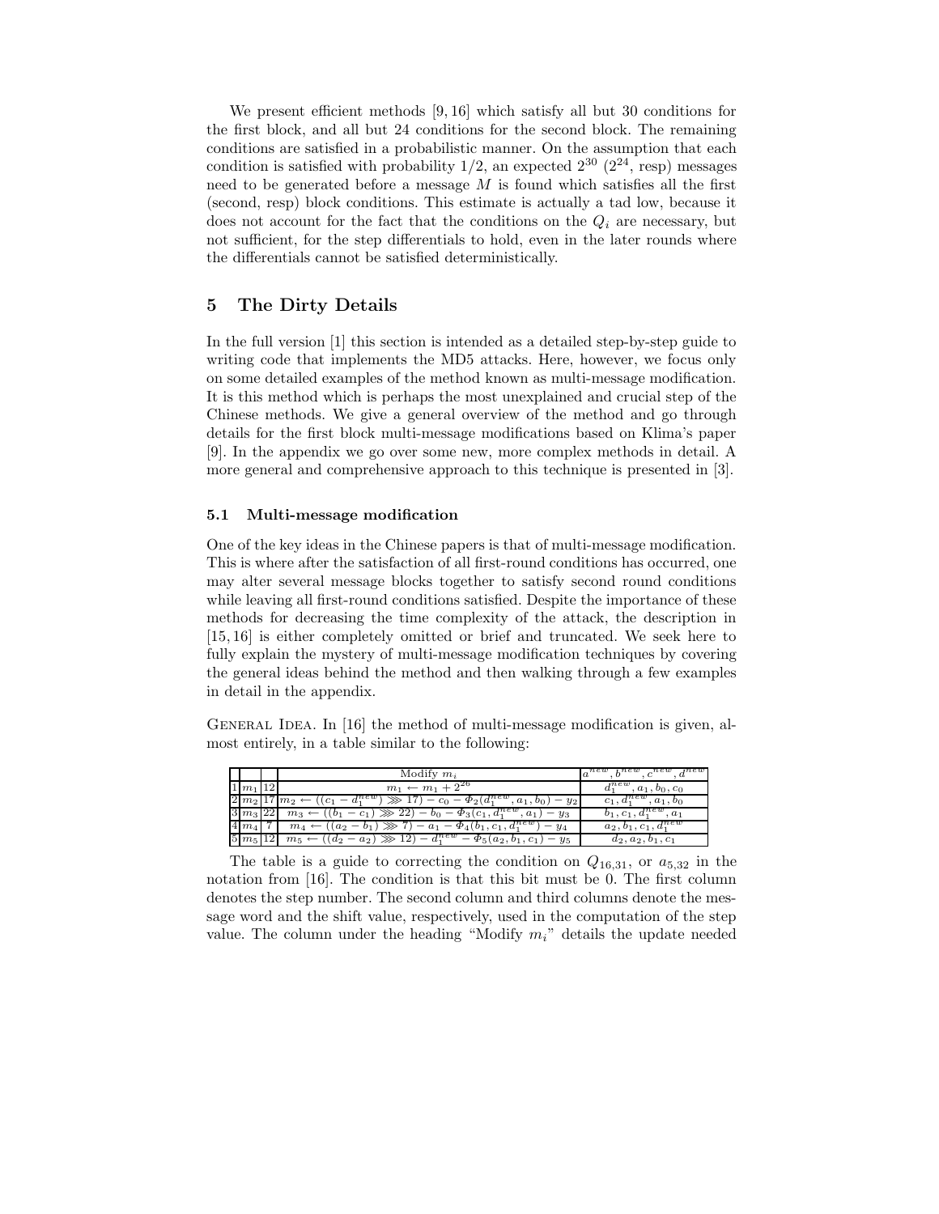We present efficient methods [9, 16] which satisfy all but 30 conditions for the first block, and all but 24 conditions for the second block. The remaining conditions are satisfied in a probabilistic manner. On the assumption that each condition is satisfied with probability 1/2, an expected $2^{30}$ ($2^{24}$, resp) messages need to be generated before a message $M$ is found which satisfies all the first (second, resp) block conditions. This estimate is actually a tad low, because it does not account for the fact that the conditions on the $Q_i$ are necessary, but not sufficient, for the step differentials to hold, even in the later rounds where the differentials cannot be satisfied deterministically.

## 5 The Dirty Details

In the full version [1] this section is intended as a detailed step-by-step guide to writing code that implements the MD5 attacks. Here, however, we focus only on some detailed examples of the method known as multi-message modification. It is this method which is perhaps the most unexplained and crucial step of the Chinese methods. We give a general overview of the method and go through details for the first block multi-message modifications based on Klima's paper [9]. In the appendix we go over some new, more complex methods in detail. A more general and comprehensive approach to this technique is presented in [3].

### 5.1 Multi-message modification

One of the key ideas in the Chinese papers is that of multi-message modification. This is where after the satisfaction of all first-round conditions has occurred, one may alter several message blocks together to satisfy second round conditions while leaving all first-round conditions satisfied. Despite the importance of these methods for decreasing the time complexity of the attack, the description in [15, 16] is either completely omitted or brief and truncated. We seek here to fully explain the mystery of multi-message modification techniques by covering the general ideas behind the method and then walking through a few examples in detail in the appendix.

General Idea. In [16] the method of multi-message modification is given, almost entirely, in a table similar to the following:

| | | | Modify $m_i$ | $a^{new}, b^{new}, c^{new}, d^{new}$ |
|---|---|---|---|---|
| 1 | $m_1$ | 12 | $m_1 \leftarrow m_1 + 2^{26}$ | $d_1^{new}, a_1, b_0, c_0$ |
| 2 | $m_2$ | 17 | $m_2 \leftarrow ((c_1 - d_1^{new}) \ggg 17) - c_0 - \Phi_2(d_1^{new}, a_1, b_0) - y_2$ | $c_1, d_1^{new}, a_1, b_0$ |
| 3 | $m_3$ | 22 | $m_3 \leftarrow ((b_1 - c_1) \ggg 22) - b_0 - \Phi_3(c_1, d_1^{new}, a_1) - y_3$ | $b_1, c_1, d_1^{new}, a_1$ |
| 4 | $m_4$ | 7 | $m_4 \leftarrow ((a_2 - b_1) \ggg 7) - a_1 - \Phi_4(b_1, c_1, d_1^{new}) - y_4$ | $a_2, b_1, c_1, d_1^{new}$ |
| 5 | $m_5$ | 12 | $m_5 \leftarrow ((d_2 - a_2) \ggg 12) - d_1^{new} - \Phi_5(a_2, b_1, c_1) - y_5$ | $d_2, a_2, b_1, c_1$ |

The table is a guide to correcting the condition on $Q_{16,31}$, or $a_{5,32}$ in the notation from [16]. The condition is that this bit must be 0. The first column denotes the step number. The second column and third columns denote the message word and the shift value, respectively, used in the computation of the step value. The column under the heading "Modify $m_i$" details the update needed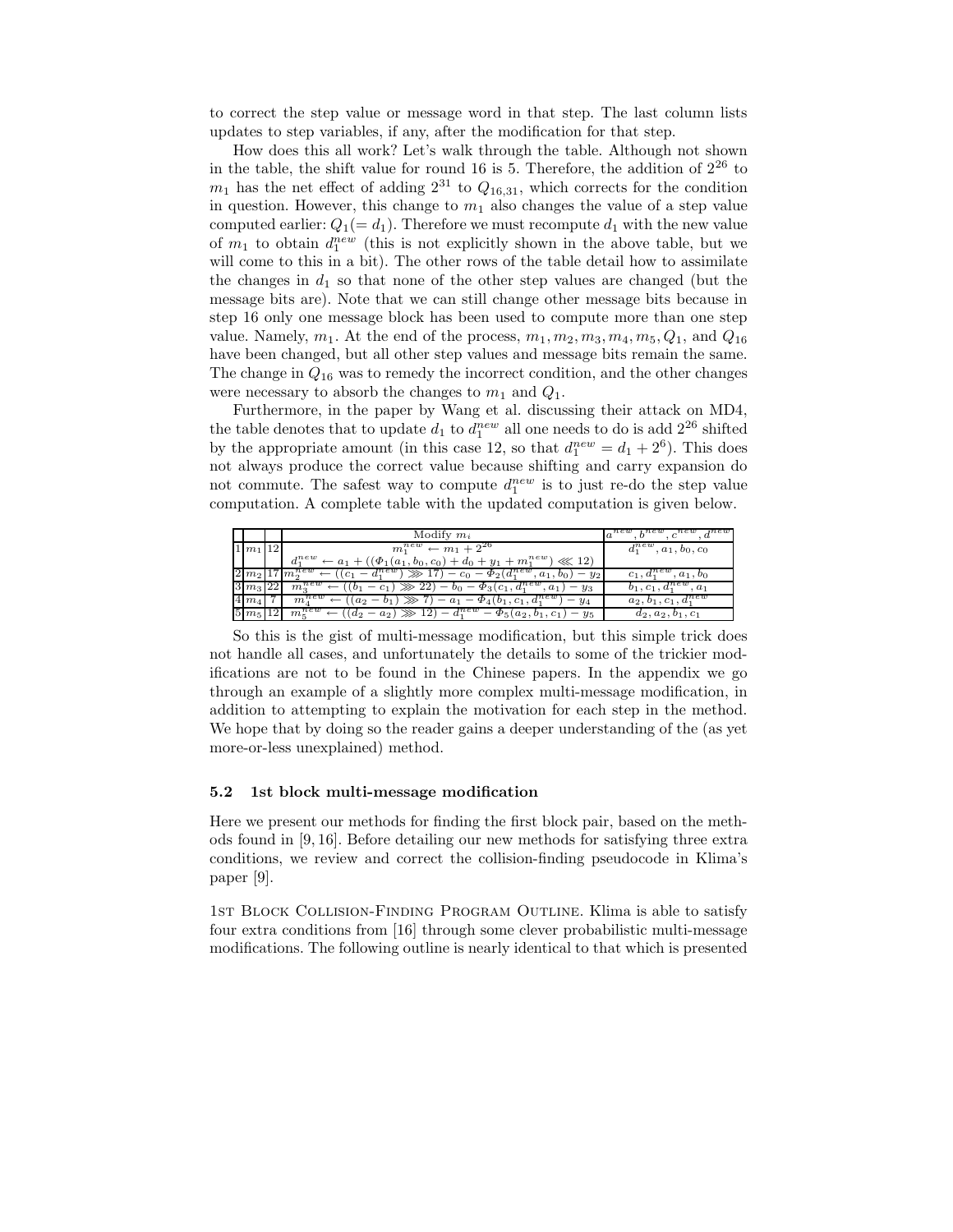to correct the step value or message word in that step. The last column lists updates to step variables, if any, after the modification for that step.

How does this all work? Let's walk through the table. Although not shown in the table, the shift value for round 16 is 5. Therefore, the addition of $2^{26}$ to $m_1$ has the net effect of adding $2^{31}$ to $Q_{16,31}$, which corrects for the condition in question. However, this change to $m_1$ also changes the value of a step value computed earlier: $Q_1(= d_1)$. Therefore we must recompute $d_1$ with the new value of $m_1$ to obtain $d_1^{new}$ (this is not explicitly shown in the above table, but we will come to this in a bit). The other rows of the table detail how to assimilate the changes in $d_1$ so that none of the other step values are changed (but the message bits are). Note that we can still change other message bits because in step 16 only one message block has been used to compute more than one step value. Namely, $m_1$. At the end of the process, $m_1, m_2, m_3, m_4, m_5, Q_1$, and $Q_{16}$ have been changed, but all other step values and message bits remain the same. The change in $Q_{16}$ was to remedy the incorrect condition, and the other changes were necessary to absorb the changes to $m_1$ and $Q_1$.

Furthermore, in the paper by Wang et al. discussing their attack on MD4, the table denotes that to update $d_1$ to $d_1^{new}$ all one needs to do is add $2^{26}$ shifted by the appropriate amount (in this case 12, so that $d_1^{new} = d_1 + 2^6$). This does not always produce the correct value because shifting and carry expansion do not commute. The safest way to compute $d_1^{new}$ is to just re-do the step value computation. A complete table with the updated computation is given below.

| | | | Modify $m_i$ | $a^{new}, b^{new}, c^{new}, d^{new}$ |
|---|---|---|---|---|
| 1 | $m_1$ | 12 | $m_1^{new} \leftarrow m_1 + 2^{26}$ <br> $d_1^{new} \leftarrow a_1 + ((\Phi_1(a_1, b_0, c_0) + d_0 + y_1 + m_1^{new}) \lll 12)$ | $d_1^{new}, a_1, b_0, c_0$ |
| 2 | $m_2$ | 17 | $m_2^{new} \leftarrow ((c_1 - d_1^{new}) \ggg 17) - c_0 - \Phi_2(d_1^{new}, a_1, b_0) - y_2$ | $c_1, d_1^{new}, a_1, b_0$ |
| 3 | $m_3$ | 22 | $m_3^{new} \leftarrow ((b_1 - c_1) \ggg 22) - b_0 - \Phi_3(c_1, d_1^{new}, a_1) - y_3$ | $b_1, c_1, d_1^{new}, a_1$ |
| 4 | $m_4$ | 7 | $m_4^{new} \leftarrow ((a_2 - b_1) \ggg 7) - a_1 - \Phi_4(b_1, c_1, d_1^{new}) - y_4$ | $a_2, b_1, c_1, d_1^{new}$ |
| 5 | $m_5$ | 12 | $m_5^{new} \leftarrow ((d_2 - a_2) \ggg 12) - d_1^{new} - \Phi_5(a_2, b_1, c_1) - y_5$ | $d_2, a_2, b_1, c_1$ |

So this is the gist of multi-message modification, but this simple trick does not handle all cases, and unfortunately the details to some of the trickier modifications are not to be found in the Chinese papers. In the appendix we go through an example of a slightly more complex multi-message modification, in addition to attempting to explain the motivation for each step in the method. We hope that by doing so the reader gains a deeper understanding of the (as yet more-or-less unexplained) method.

### 5.2 1st block multi-message modification

Here we present our methods for finding the first block pair, based on the methods found in [9, 16]. Before detailing our new methods for satisfying three extra conditions, we review and correct the collision-finding pseudocode in Klima's paper [9].

1st Block Collision-Finding Program Outline. Klima is able to satisfy four extra conditions from [16] through some clever probabilistic multi-message modifications. The following outline is nearly identical to that which is presented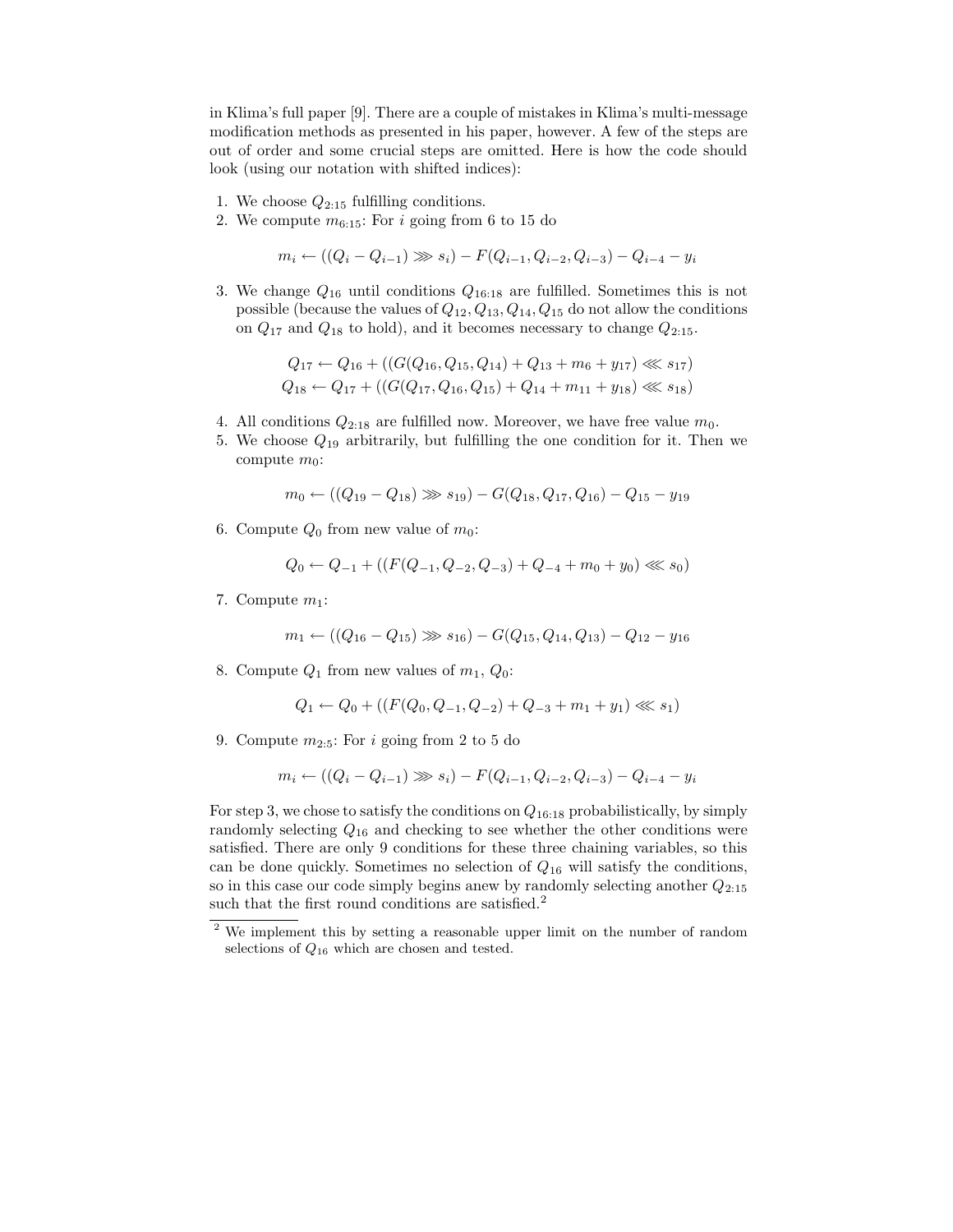in Klima's full paper [9]. There are a couple of mistakes in Klima's multi-message modification methods as presented in his paper, however. A few of the steps are out of order and some crucial steps are omitted. Here is how the code should look (using our notation with shifted indices):

1. We choose $Q_{2:15}$ fulfilling conditions.
2. We compute $m_{6:15}$: For $i$ going from 6 to 15 do

$$m_i \leftarrow ((Q_i - Q_{i-1}) \ggg s_i) - F(Q_{i-1}, Q_{i-2}, Q_{i-3}) - Q_{i-4} - y_i$$

3. We change $Q_{16}$ until conditions $Q_{16:18}$ are fulfilled. Sometimes this is not possible (because the values of $Q_{12}, Q_{13}, Q_{14}, Q_{15}$ do not allow the conditions on $Q_{17}$ and $Q_{18}$ to hold), and it becomes necessary to change $Q_{2:15}$.

$$Q_{17} \leftarrow Q_{16} + ((G(Q_{16}, Q_{15}, Q_{14}) + Q_{13} + m_6 + y_{17}) \lll s_{17})$$
$$Q_{18} \leftarrow Q_{17} + ((G(Q_{17}, Q_{16}, Q_{15}) + Q_{14} + m_{11} + y_{18}) \lll s_{18})$$

4. All conditions $Q_{2:18}$ are fulfilled now. Moreover, we have free value $m_0$.
5. We choose $Q_{19}$ arbitrarily, but fulfilling the one condition for it. Then we compute $m_0$:

$$m_0 \leftarrow ((Q_{19} - Q_{18}) \ggg s_{19}) - G(Q_{18}, Q_{17}, Q_{16}) - Q_{15} - y_{19}$$

6. Compute $Q_0$ from new value of $m_0$:

$$Q_0 \leftarrow Q_{-1} + ((F(Q_{-1}, Q_{-2}, Q_{-3}) + Q_{-4} + m_0 + y_0) \lll s_0)$$

7. Compute $m_1$:

$$m_1 \leftarrow ((Q_{16} - Q_{15}) \ggg s_{16}) - G(Q_{15}, Q_{14}, Q_{13}) - Q_{12} - y_{16}$$

8. Compute $Q_1$ from new values of $m_1$, $Q_0$:

$$Q_1 \leftarrow Q_0 + ((F(Q_0, Q_{-1}, Q_{-2}) + Q_{-3} + m_1 + y_1) \lll s_1)$$

9. Compute $m_{2:5}$: For $i$ going from 2 to 5 do

$$m_i \leftarrow ((Q_i - Q_{i-1}) \ggg s_i) - F(Q_{i-1}, Q_{i-2}, Q_{i-3}) - Q_{i-4} - y_i$$

For step 3, we chose to satisfy the conditions on $Q_{16:18}$ probabilistically, by simply randomly selecting $Q_{16}$ and checking to see whether the other conditions were satisfied. There are only 9 conditions for these three chaining variables, so this can be done quickly. Sometimes no selection of $Q_{16}$ will satisfy the conditions, so in this case our code simply begins anew by randomly selecting another $Q_{2:15}$ such that the first round conditions are satisfied.[2]

[2] We implement this by setting a reasonable upper limit on the number of random selections of $Q_{16}$ which are chosen and tested.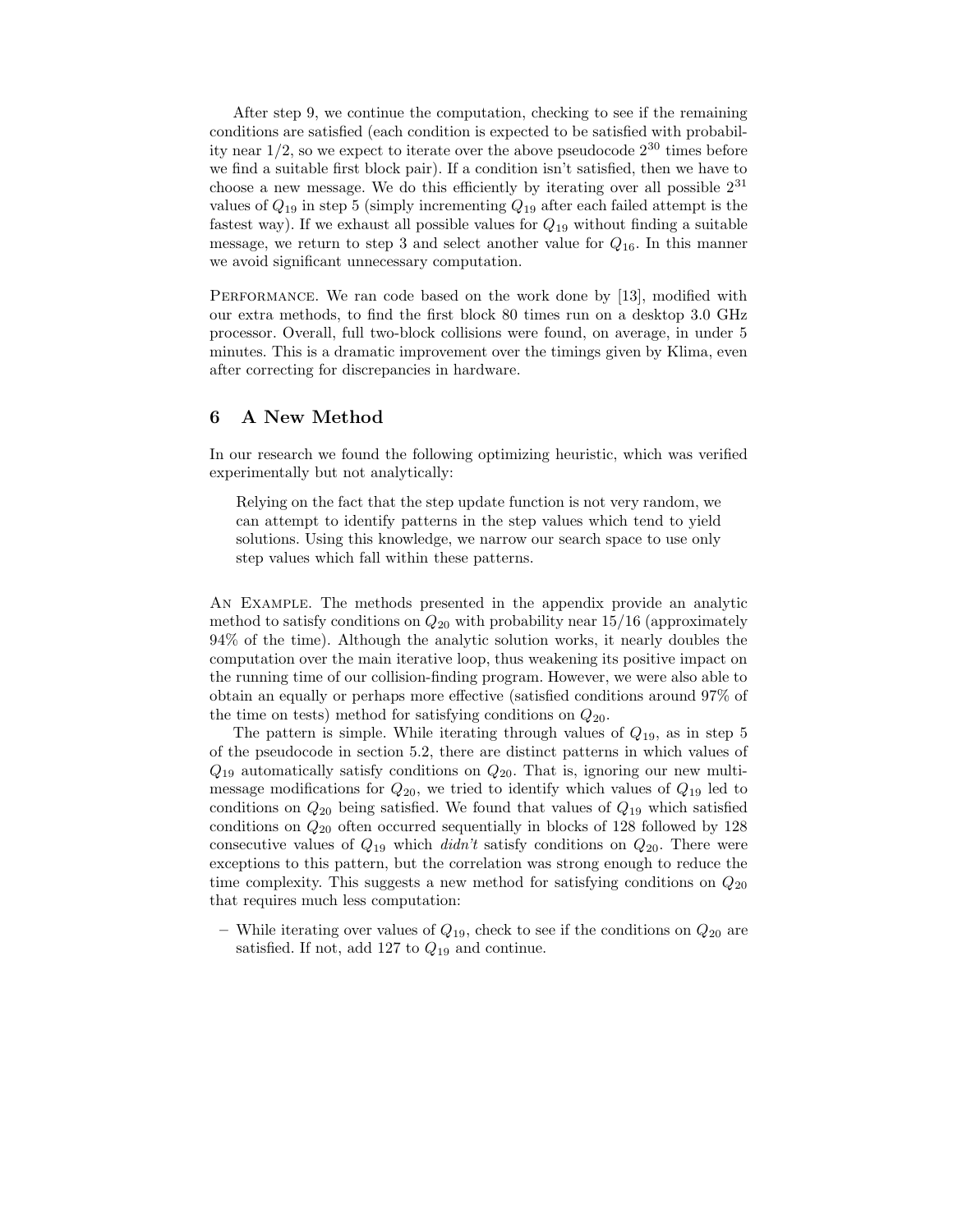After step 9, we continue the computation, checking to see if the remaining conditions are satisfied (each condition is expected to be satisfied with probability near $1/2$, so we expect to iterate over the above pseudocode $2^{30}$ times before we find a suitable first block pair). If a condition isn't satisfied, then we have to choose a new message. We do this efficiently by iterating over all possible $2^{31}$ values of $Q_{19}$ in step 5 (simply incrementing $Q_{19}$ after each failed attempt is the fastest way). If we exhaust all possible values for $Q_{19}$ without finding a suitable message, we return to step 3 and select another value for $Q_{16}$. In this manner we avoid significant unnecessary computation.

Performance. We ran code based on the work done by [13], modified with our extra methods, to find the first block 80 times run on a desktop 3.0 GHz processor. Overall, full two-block collisions were found, on average, in under 5 minutes. This is a dramatic improvement over the timings given by Klima, even after correcting for discrepancies in hardware.

## 6 A New Method

In our research we found the following optimizing heuristic, which was verified experimentally but not analytically:

> Relying on the fact that the step update function is not very random, we can attempt to identify patterns in the step values which tend to yield solutions. Using this knowledge, we narrow our search space to use only step values which fall within these patterns.

An Example. The methods presented in the appendix provide an analytic method to satisfy conditions on $Q_{20}$ with probability near $15/16$ (approximately 94% of the time). Although the analytic solution works, it nearly doubles the computation over the main iterative loop, thus weakening its positive impact on the running time of our collision-finding program. However, we were also able to obtain an equally or perhaps more effective (satisfied conditions around 97% of the time on tests) method for satisfying conditions on $Q_{20}$.

The pattern is simple. While iterating through values of $Q_{19}$, as in step 5 of the pseudocode in section 5.2, there are distinct patterns in which values of $Q_{19}$ automatically satisfy conditions on $Q_{20}$. That is, ignoring our new multi-message modifications for $Q_{20}$, we tried to identify which values of $Q_{19}$ led to conditions on $Q_{20}$ being satisfied. We found that values of $Q_{19}$ which satisfied conditions on $Q_{20}$ often occurred sequentially in blocks of 128 followed by 128 consecutive values of $Q_{19}$ which *didn't* satisfy conditions on $Q_{20}$. There were exceptions to this pattern, but the correlation was strong enough to reduce the time complexity. This suggests a new method for satisfying conditions on $Q_{20}$ that requires much less computation:

- While iterating over values of $Q_{19}$, check to see if the conditions on $Q_{20}$ are satisfied. If not, add 127 to $Q_{19}$ and continue.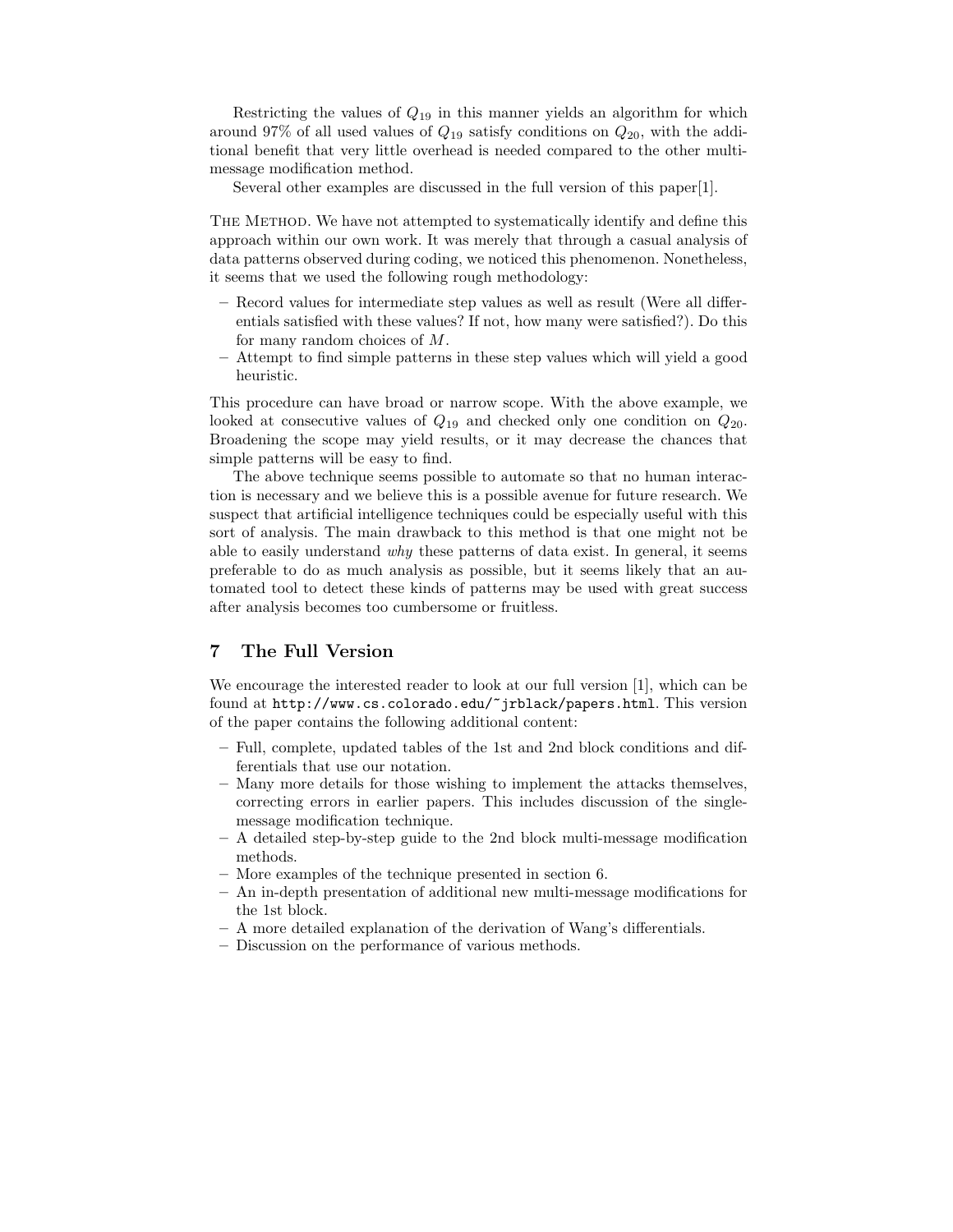Restricting the values of $Q_{19}$ in this manner yields an algorithm for which around 97% of all used values of $Q_{19}$ satisfy conditions on $Q_{20}$, with the additional benefit that very little overhead is needed compared to the other multi-message modification method.

Several other examples are discussed in the full version of this paper[1].

**The Method.** We have not attempted to systematically identify and define this approach within our own work. It was merely that through a casual analysis of data patterns observed during coding, we noticed this phenomenon. Nonetheless, it seems that we used the following rough methodology:

- Record values for intermediate step values as well as result (Were all differentials satisfied with these values? If not, how many were satisfied?). Do this for many random choices of $M$.
- Attempt to find simple patterns in these step values which will yield a good heuristic.

This procedure can have broad or narrow scope. With the above example, we looked at consecutive values of $Q_{19}$ and checked only one condition on $Q_{20}$. Broadening the scope may yield results, or it may decrease the chances that simple patterns will be easy to find.

The above technique seems possible to automate so that no human interaction is necessary and we believe this is a possible avenue for future research. We suspect that artificial intelligence techniques could be especially useful with this sort of analysis. The main drawback to this method is that one might not be able to easily understand *why* these patterns of data exist. In general, it seems preferable to do as much analysis as possible, but it seems likely that an automated tool to detect these kinds of patterns may be used with great success after analysis becomes too cumbersome or fruitless.

## 7 The Full Version

We encourage the interested reader to look at our full version [1], which can be found at `http://www.cs.colorado.edu/~jrblack/papers.html`. This version of the paper contains the following additional content:

- Full, complete, updated tables of the 1st and 2nd block conditions and differentials that use our notation.
- Many more details for those wishing to implement the attacks themselves, correcting errors in earlier papers. This includes discussion of the single-message modification technique.
- A detailed step-by-step guide to the 2nd block multi-message modification methods.
- More examples of the technique presented in section 6.
- An in-depth presentation of additional new multi-message modifications for the 1st block.
- A more detailed explanation of the derivation of Wang's differentials.
- Discussion on the performance of various methods.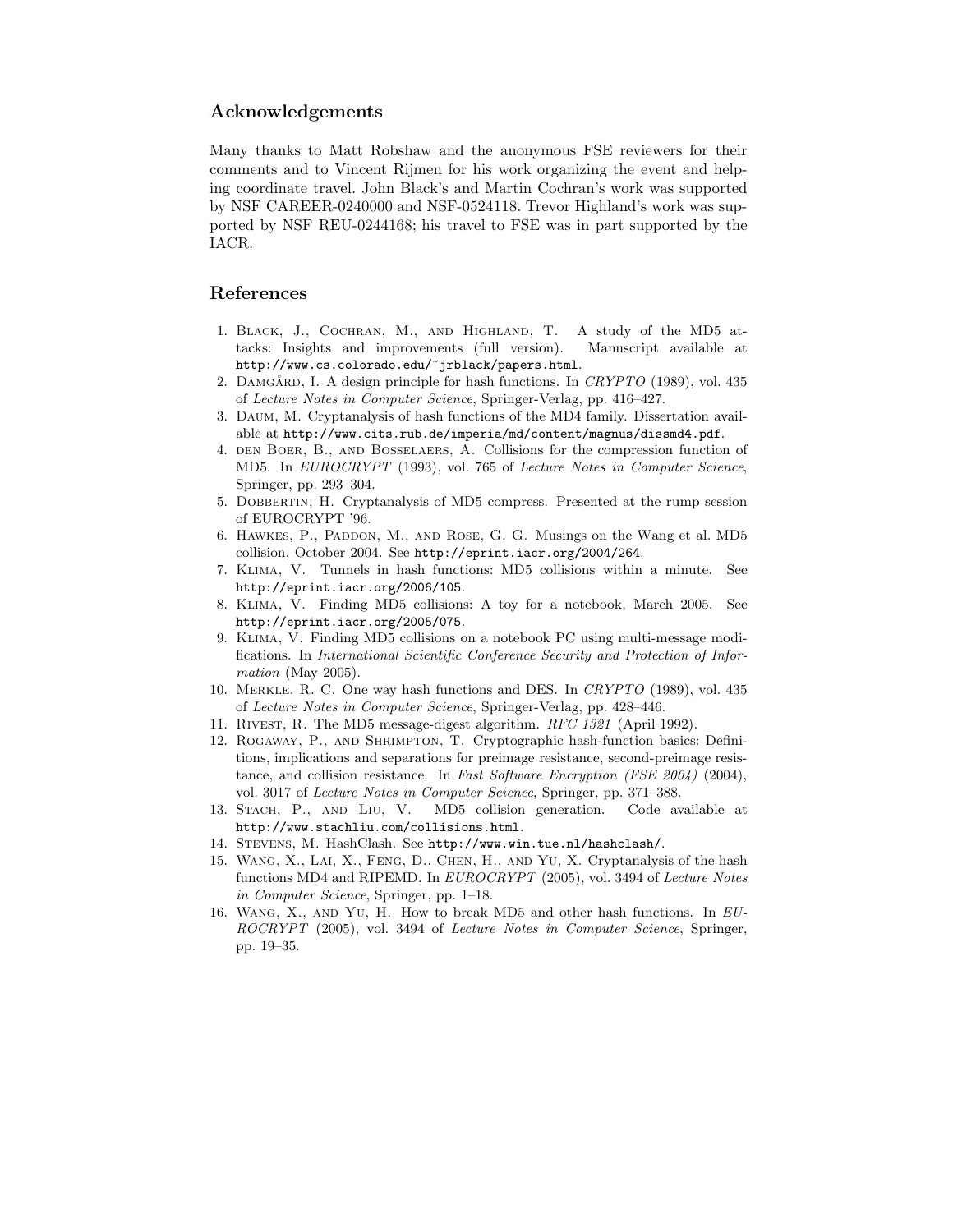## Acknowledgements

Many thanks to Matt Robshaw and the anonymous FSE reviewers for their comments and to Vincent Rijmen for his work organizing the event and helping coordinate travel. John Black's and Martin Cochran's work was supported by NSF CAREER-0240000 and NSF-0524118. Trevor Highland's work was supported by NSF REU-0244168; his travel to FSE was in part supported by the IACR.

## References

1. Black, J., Cochran, M., and Highland, T. A study of the MD5 attacks: Insights and improvements (full version). Manuscript available at `http://www.cs.colorado.edu/~jrblack/papers.html`.
2. Damgård, I. A design principle for hash functions. In *CRYPTO* (1989), vol. 435 of *Lecture Notes in Computer Science*, Springer-Verlag, pp. 416–427.
3. Daum, M. Cryptanalysis of hash functions of the MD4 family. Dissertation available at `http://www.cits.rub.de/imperia/md/content/magnus/dissmd4.pdf`.
4. den Boer, B., and Bosselaers, A. Collisions for the compression function of MD5. In *EUROCRYPT* (1993), vol. 765 of *Lecture Notes in Computer Science*, Springer, pp. 293–304.
5. Dobbertin, H. Cryptanalysis of MD5 compress. Presented at the rump session of EUROCRYPT '96.
6. Hawkes, P., Paddon, M., and Rose, G. G. Musings on the Wang et al. MD5 collision, October 2004. See `http://eprint.iacr.org/2004/264`.
7. Klima, V. Tunnels in hash functions: MD5 collisions within a minute. See `http://eprint.iacr.org/2006/105`.
8. Klima, V. Finding MD5 collisions: A toy for a notebook, March 2005. See `http://eprint.iacr.org/2005/075`.
9. Klima, V. Finding MD5 collisions on a notebook PC using multi-message modifications. In *International Scientific Conference Security and Protection of Information* (May 2005).
10. Merkle, R. C. One way hash functions and DES. In *CRYPTO* (1989), vol. 435 of *Lecture Notes in Computer Science*, Springer-Verlag, pp. 428–446.
11. Rivest, R. The MD5 message-digest algorithm. *RFC 1321* (April 1992).
12. Rogaway, P., and Shrimpton, T. Cryptographic hash-function basics: Definitions, implications and separations for preimage resistance, second-preimage resistance, and collision resistance. In *Fast Software Encryption (FSE 2004)* (2004), vol. 3017 of *Lecture Notes in Computer Science*, Springer, pp. 371–388.
13. Stach, P., and Liu, V. MD5 collision generation. Code available at `http://www.stachliu.com/collisions.html`.
14. Stevens, M. HashClash. See `http://www.win.tue.nl/hashclash/`.
15. Wang, X., Lai, X., Feng, D., Chen, H., and Yu, X. Cryptanalysis of the hash functions MD4 and RIPEMD. In *EUROCRYPT* (2005), vol. 3494 of *Lecture Notes in Computer Science*, Springer, pp. 1–18.
16. Wang, X., and Yu, H. How to break MD5 and other hash functions. In *EUROCRYPT* (2005), vol. 3494 of *Lecture Notes in Computer Science*, Springer, pp. 19–35.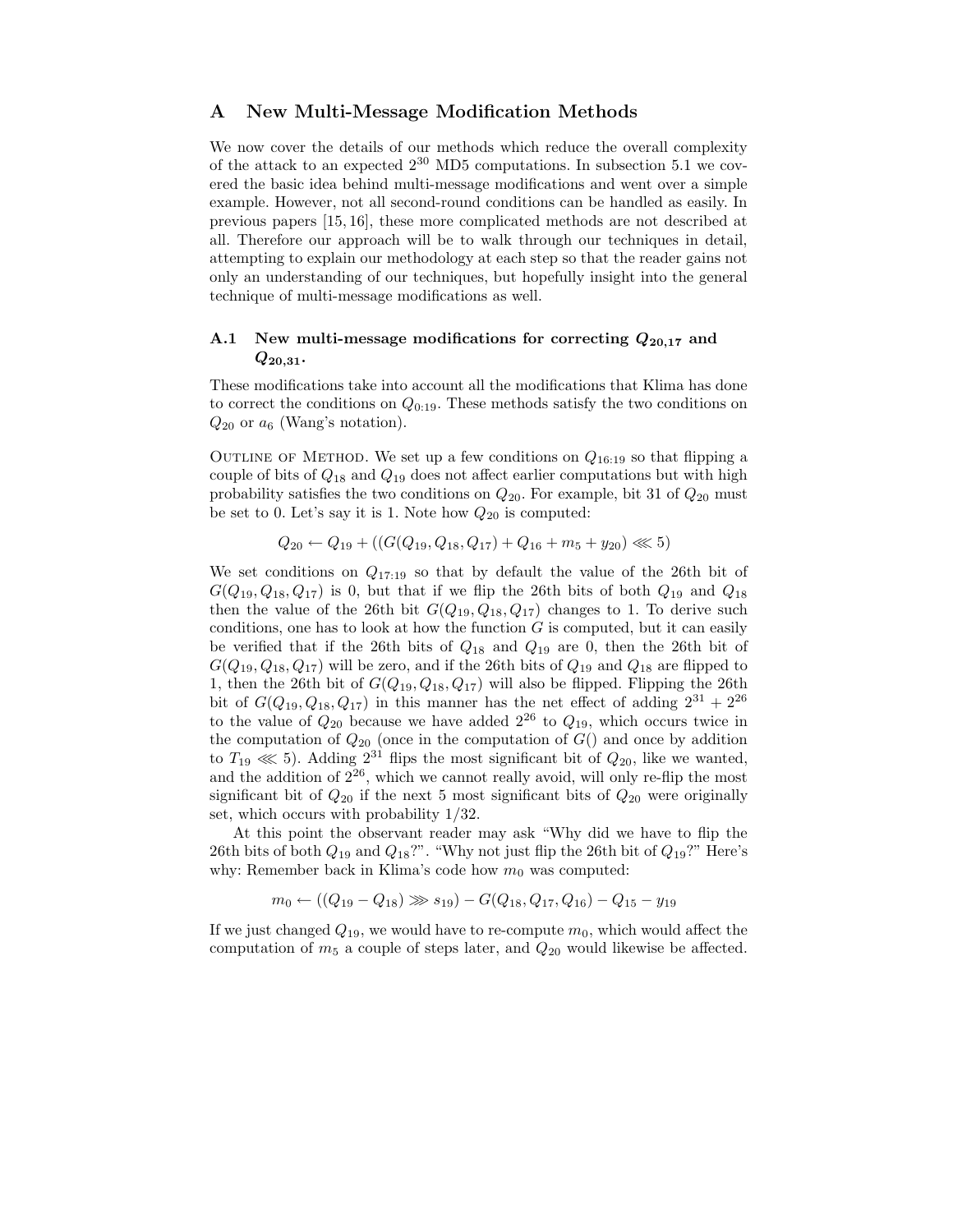## A New Multi-Message Modification Methods

We now cover the details of our methods which reduce the overall complexity of the attack to an expected $2^{30}$ MD5 computations. In subsection 5.1 we covered the basic idea behind multi-message modifications and went over a simple example. However, not all second-round conditions can be handled as easily. In previous papers [15, 16], these more complicated methods are not described at all. Therefore our approach will be to walk through our techniques in detail, attempting to explain our methodology at each step so that the reader gains not only an understanding of our techniques, but hopefully insight into the general technique of multi-message modifications as well.

### A.1 New multi-message modifications for correcting $Q_{20,17}$ and $Q_{20,31}$.

These modifications take into account all the modifications that Klima has done to correct the conditions on $Q_{0:19}$. These methods satisfy the two conditions on $Q_{20}$ or $a_6$ (Wang's notation).

Outline of Method. We set up a few conditions on $Q_{16:19}$ so that flipping a couple of bits of $Q_{18}$ and $Q_{19}$ does not affect earlier computations but with high probability satisfies the two conditions on $Q_{20}$. For example, bit 31 of $Q_{20}$ must be set to 0. Let's say it is 1. Note how $Q_{20}$ is computed:

$$Q_{20} \leftarrow Q_{19} + ((G(Q_{19}, Q_{18}, Q_{17}) + Q_{16} + m_5 + y_{20}) \lll 5)$$

We set conditions on $Q_{17:19}$ so that by default the value of the 26th bit of $G(Q_{19}, Q_{18}, Q_{17})$ is 0, but that if we flip the 26th bits of both $Q_{19}$ and $Q_{18}$ then the value of the 26th bit $G(Q_{19}, Q_{18}, Q_{17})$ changes to 1. To derive such conditions, one has to look at how the function $G$ is computed, but it can easily be verified that if the 26th bits of $Q_{18}$ and $Q_{19}$ are 0, then the 26th bit of $G(Q_{19}, Q_{18}, Q_{17})$ will be zero, and if the 26th bits of $Q_{19}$ and $Q_{18}$ are flipped to 1, then the 26th bit of $G(Q_{19}, Q_{18}, Q_{17})$ will also be flipped. Flipping the 26th bit of $G(Q_{19}, Q_{18}, Q_{17})$ in this manner has the net effect of adding $2^{31} + 2^{26}$ to the value of $Q_{20}$ because we have added $2^{26}$ to $Q_{19}$, which occurs twice in the computation of $Q_{20}$ (once in the computation of $G()$ and once by addition to $T_{19} \lll 5$). Adding $2^{31}$ flips the most significant bit of $Q_{20}$, like we wanted, and the addition of $2^{26}$, which we cannot really avoid, will only re-flip the most significant bit of $Q_{20}$ if the next 5 most significant bits of $Q_{20}$ were originally set, which occurs with probability 1/32.

At this point the observant reader may ask "Why did we have to flip the 26th bits of both $Q_{19}$ and $Q_{18}$?". "Why not just flip the 26th bit of $Q_{19}$?" Here's why: Remember back in Klima's code how $m_0$ was computed:

$$m_0 \leftarrow ((Q_{19} - Q_{18}) \ggg s_{19}) - G(Q_{18}, Q_{17}, Q_{16}) - Q_{15} - y_{19}$$

If we just changed $Q_{19}$, we would have to re-compute $m_0$, which would affect the computation of $m_5$ a couple of steps later, and $Q_{20}$ would likewise be affected.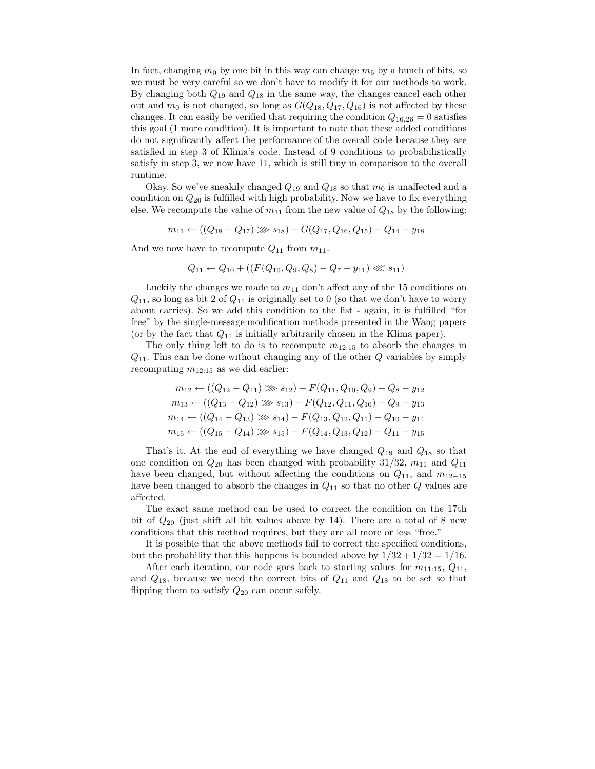In fact, changing $m_0$ by one bit in this way can change $m_5$ by a bunch of bits, so we must be very careful so we don't have to modify it for our methods to work. By changing both $Q_{19}$ and $Q_{18}$ in the same way, the changes cancel each other out and $m_0$ is not changed, so long as $G(Q_{18}, Q_{17}, Q_{16})$ is not affected by these changes. It can easily be verified that requiring the condition $Q_{16,26} = 0$ satisfies this goal (1 more condition). It is important to note that these added conditions do not significantly affect the performance of the overall code because they are satisfied in step 3 of Klima's code. Instead of 9 conditions to probabilistically satisfy in step 3, we now have 11, which is still tiny in comparison to the overall runtime.

Okay. So we've sneakily changed $Q_{19}$ and $Q_{18}$ so that $m_0$ is unaffected and a condition on $Q_{20}$ is fulfilled with high probability. Now we have to fix everything else. We recompute the value of $m_{11}$ from the new value of $Q_{18}$ by the following:

$$m_{11} \leftarrow ((Q_{18} - Q_{17}) \ggg s_{18}) - G(Q_{17}, Q_{16}, Q_{15}) - Q_{14} - y_{18}$$

And we now have to recompute $Q_{11}$ from $m_{11}$.

$$Q_{11} \leftarrow Q_{10} + ((F(Q_{10}, Q_9, Q_8) - Q_7 - y_{11}) \lll s_{11})$$

Luckily the changes we made to $m_{11}$ don't affect any of the 15 conditions on $Q_{11}$, so long as bit 2 of $Q_{11}$ is originally set to 0 (so that we don't have to worry about carries). So we add this condition to the list - again, it is fulfilled "for free" by the single-message modification methods presented in the Wang papers (or by the fact that $Q_{11}$ is initially arbitrarily chosen in the Klima paper).

The only thing left to do is to recompute $m_{12:15}$ to absorb the changes in $Q_{11}$. This can be done without changing any of the other $Q$ variables by simply recomputing $m_{12:15}$ as we did earlier:

$$\begin{aligned}
m_{12} &\leftarrow ((Q_{12} - Q_{11}) \ggg s_{12}) - F(Q_{11}, Q_{10}, Q_9) - Q_8 - y_{12} \\
m_{13} &\leftarrow ((Q_{13} - Q_{12}) \ggg s_{13}) - F(Q_{12}, Q_{11}, Q_{10}) - Q_9 - y_{13} \\
m_{14} &\leftarrow ((Q_{14} - Q_{13}) \ggg s_{14}) - F(Q_{13}, Q_{12}, Q_{11}) - Q_{10} - y_{14} \\
m_{15} &\leftarrow ((Q_{15} - Q_{14}) \ggg s_{15}) - F(Q_{14}, Q_{13}, Q_{12}) - Q_{11} - y_{15}
\end{aligned}$$

That's it. At the end of everything we have changed $Q_{19}$ and $Q_{18}$ so that one condition on $Q_{20}$ has been changed with probability 31/32, $m_{11}$ and $Q_{11}$ have been changed, but without affecting the conditions on $Q_{11}$, and $m_{12-15}$ have been changed to absorb the changes in $Q_{11}$ so that no other $Q$ values are affected.

The exact same method can be used to correct the condition on the 17th bit of $Q_{20}$ (just shift all bit values above by 14). There are a total of 8 new conditions that this method requires, but they are all more or less "free."

It is possible that the above methods fail to correct the specified conditions, but the probability that this happens is bounded above by $1/32 + 1/32 = 1/16$.

After each iteration, our code goes back to starting values for $m_{11:15}$, $Q_{11}$, and $Q_{18}$, because we need the correct bits of $Q_{11}$ and $Q_{18}$ to be set so that flipping them to satisfy $Q_{20}$ can occur safely.